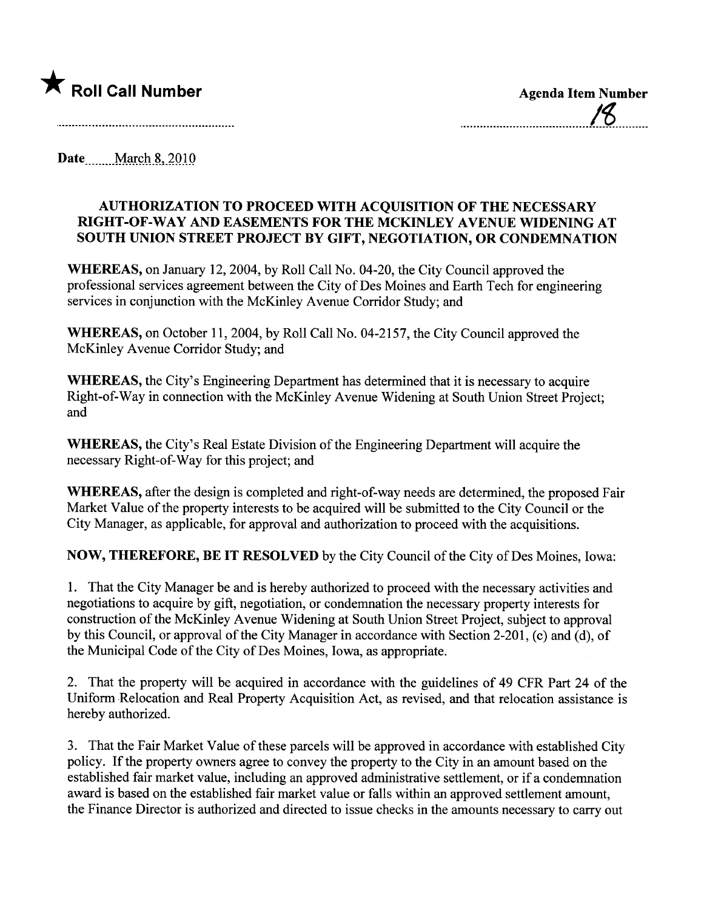★ **Roll Call Number**

**Agenda Item Number**

18

Date March 8, 2010

## AUTHORIZATION TO PROCEED WITH ACQUISITION OF THE NECESSARY RIGHT-OF-WAY AND EASEMENTS FOR THE MCKINLEY AVENUE WIDENING AT SOUTH UNION STREET PROJECT BY GIFT, NEGOTIATION, OR CONDEMNATION

**WHEREAS,** on January 12, 2004, by Roll Call No. 04-20, the City Council approved the professional services agreement between the City of Des Moines and Earth Tech for engineering services in conjunction with the McKinley Avenue Corridor Study; and

**WHEREAS,** on October 11, 2004, by Roll Call No. 04-2157, the City Council approved the McKinley Avenue Corridor Study; and

**WHEREAS,** the City's Engineering Department has determined that it is necessary to acquire Right-of-Way in connection with the McKinley Avenue Widening at South Union Street Project; and

**WHEREAS,** the City's Real Estate Division of the Engineering Department will acquire the necessary Right-of-Way for this project; and

**WHEREAS,** after the design is completed and right-of-way needs are determined, the proposed Fair Market Value of the property interests to be acquired will be submitted to the City Council or the City Manager, as applicable, for approval and authorization to proceed with the acquisitions.

**NOW, THEREFORE, BE IT RESOLVED** by the City Council of the City of Des Moines, Iowa:

1. That the City Manager be and is hereby authorized to proceed with the necessary activities and negotiations to acquire by gift, negotiation, or condemnation the necessary property interests for construction of the McKinley Avenue Widening at South Union Street Project, subject to approval by this Council, or approval of the City Manager in accordance with Section 2-201, (c) and (d), of the Municipal Code of the City of Des Moines, Iowa, as appropriate.

2. That the property will be acquired in accordance with the guidelines of 49 CFR Part 24 of the Uniform Relocation and Real Property Acquisition Act, as revised, and that relocation assistance is hereby authorized.

3. That the Fair Market Value of these parcels will be approved in accordance with established City policy. If the property owners agree to convey the property to the City in an amount based on the established fair market value, including an approved administrative settlement, or if a condemnation award is based on the established fair market value or falls within an approved settlement amount, the Finance Director is authorized and directed to issue checks in the amounts necessary to carry out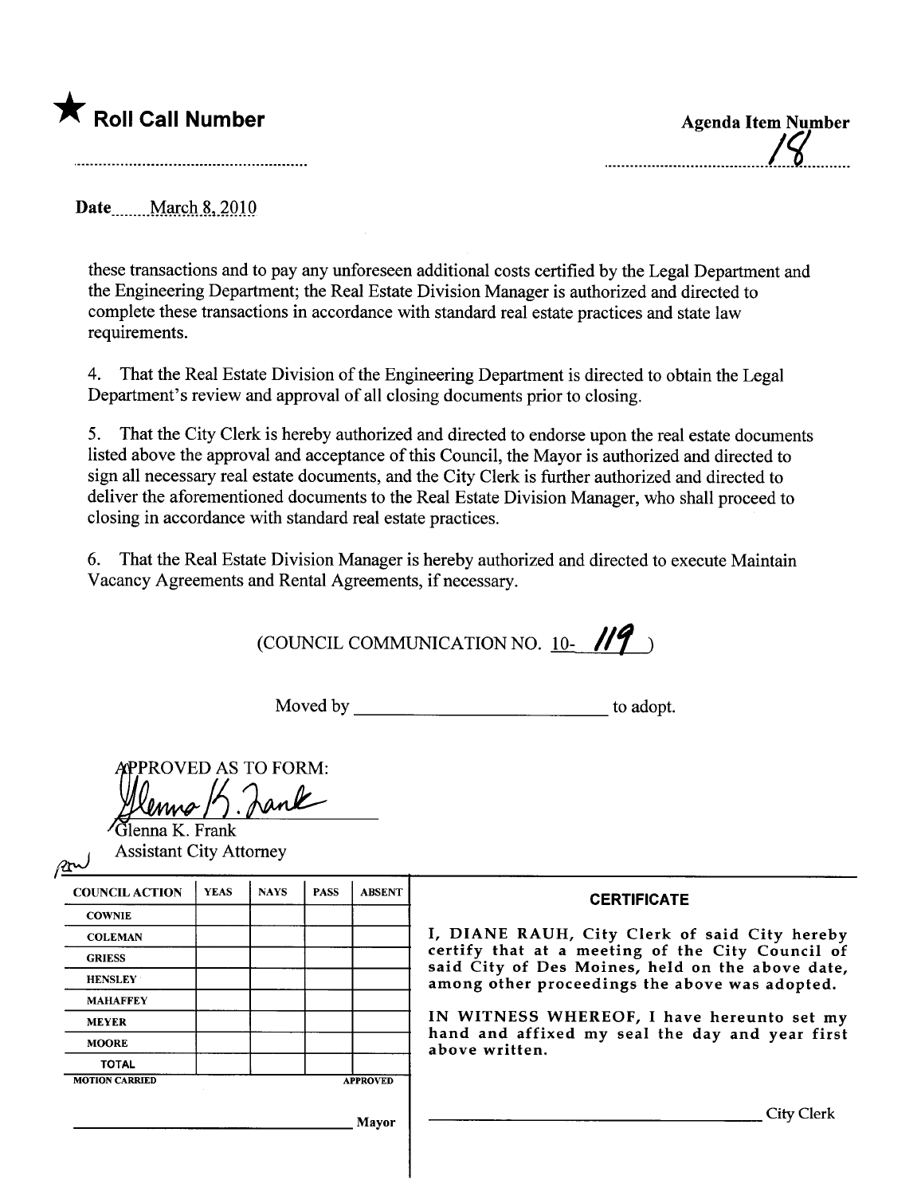★ **Roll Call Number**

**Agenda Item Number**

18

Date March 8, 2010

these transactions and to pay any unforeseen additional costs certified by the Legal Department and the Engineering Department; the Real Estate Division Manager is authorized and directed to complete these transactions in accordance with standard real estate practices and state law requirements.

4. That the Real Estate Division of the Engineering Department is directed to obtain the Legal Department's review and approval of all closing documents prior to closing.

5. That the City Clerk is hereby authorized and directed to endorse upon the real estate documents listed above the approval and acceptance of this Council, the Mayor is authorized and directed to sign all necessary real estate documents, and the City Clerk is further authorized and directed to deliver the aforementioned documents to the Real Estate Division Manager, who shall proceed to closing in accordance with standard real estate practices.

6. That the Real Estate Division Manager is hereby authorized and directed to execute Maintain Vacancy Agreements and Rental Agreements, if necessary.

(COUNCIL COMMUNICATION NO. 10- 119)

Moved by ____________________________ to adopt.

APPROVED AS TO FORM:

Glenna K. Frank
Assistant City Attorney

| COUNCIL ACTION | YEAS | NAYS | PASS | ABSENT |
|---|---|---|---|---|
| COWNIE | | | | |
| COLEMAN | | | | |
| GRIESS | | | | |
| HENSLEY | | | | |
| MAHAFFEY | | | | |
| MEYER | | | | |
| MOORE | | | | |
| TOTAL | | | | |
| MOTION CARRIED | | | | APPROVED |

______________________________ Mayor

**CERTIFICATE**

I, DIANE RAUH, City Clerk of said City hereby certify that at a meeting of the City Council of said City of Des Moines, held on the above date, among other proceedings the above was adopted.

IN WITNESS WHEREOF, I have hereunto set my hand and affixed my seal the day and year first above written.

______________________________ City Clerk